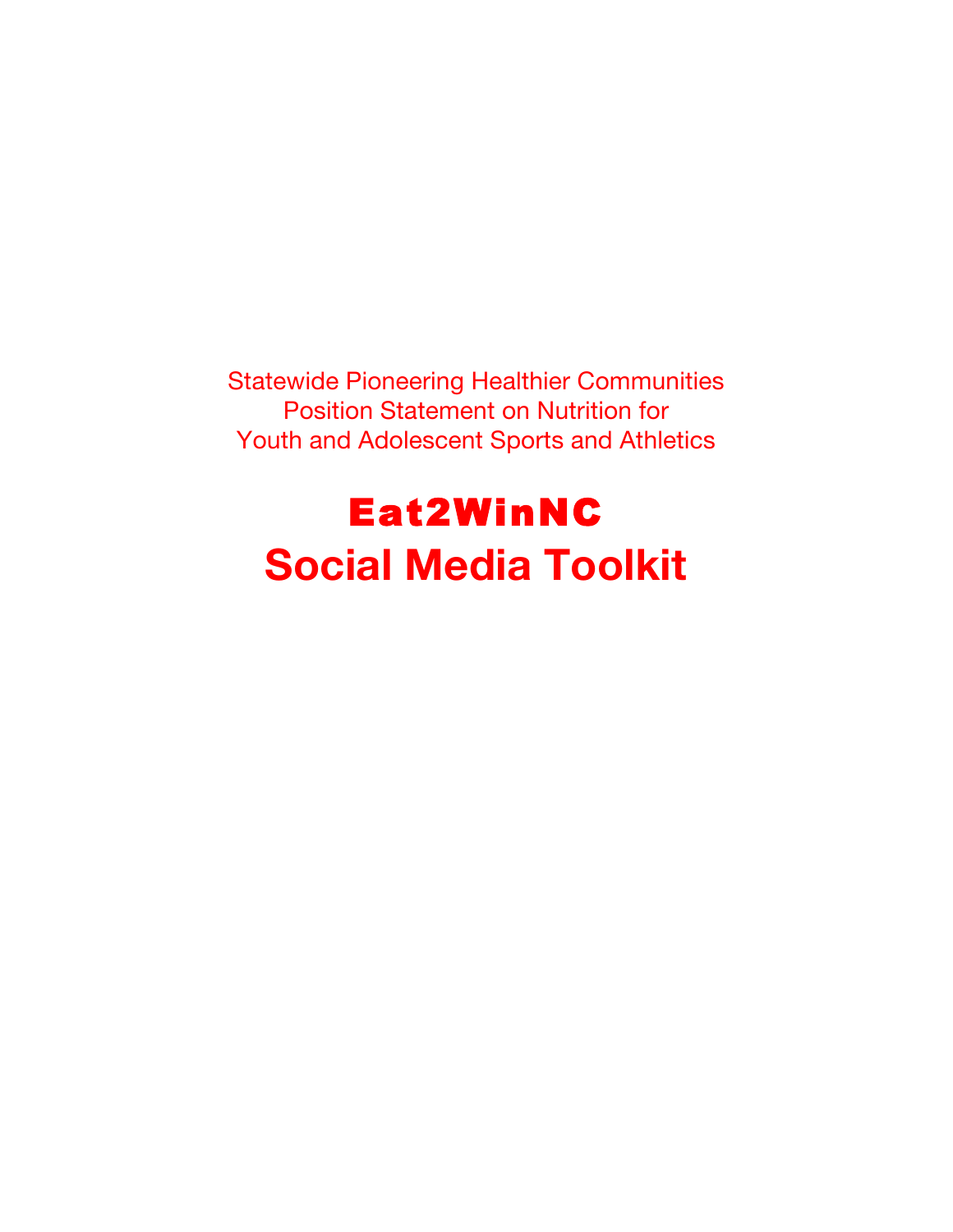Statewide Pioneering Healthier Communities
Position Statement on Nutrition for
Youth and Adolescent Sports and Athletics

# Eat2WinNC
# Social Media Toolkit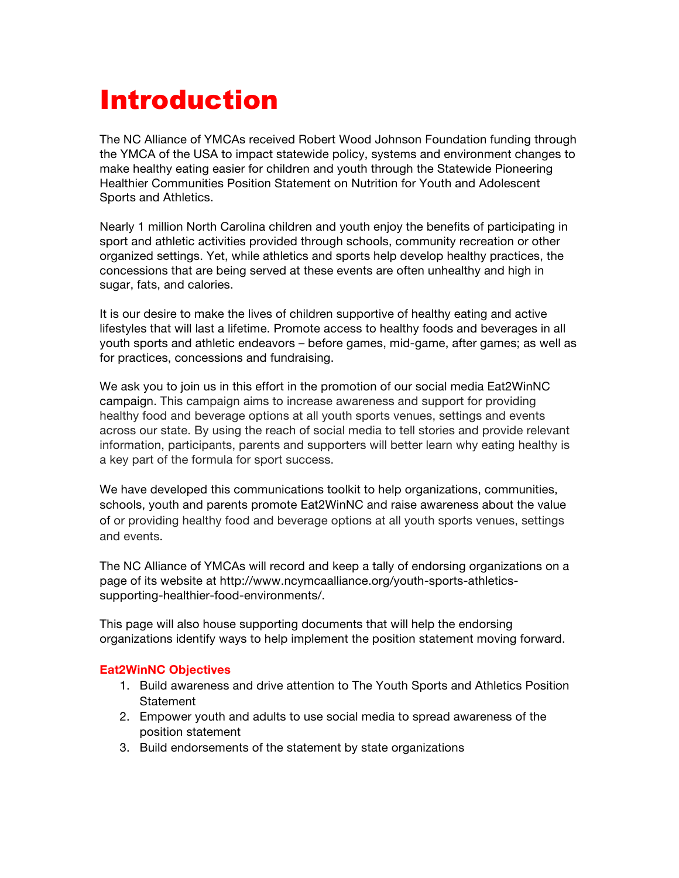# Introduction

The NC Alliance of YMCAs received Robert Wood Johnson Foundation funding through the YMCA of the USA to impact statewide policy, systems and environment changes to make healthy eating easier for children and youth through the Statewide Pioneering Healthier Communities Position Statement on Nutrition for Youth and Adolescent Sports and Athletics.

Nearly 1 million North Carolina children and youth enjoy the benefits of participating in sport and athletic activities provided through schools, community recreation or other organized settings. Yet, while athletics and sports help develop healthy practices, the concessions that are being served at these events are often unhealthy and high in sugar, fats, and calories.

It is our desire to make the lives of children supportive of healthy eating and active lifestyles that will last a lifetime. Promote access to healthy foods and beverages in all youth sports and athletic endeavors – before games, mid-game, after games; as well as for practices, concessions and fundraising.

We ask you to join us in this effort in the promotion of our social media Eat2WinNC campaign. This campaign aims to increase awareness and support for providing healthy food and beverage options at all youth sports venues, settings and events across our state. By using the reach of social media to tell stories and provide relevant information, participants, parents and supporters will better learn why eating healthy is a key part of the formula for sport success.

We have developed this communications toolkit to help organizations, communities, schools, youth and parents promote Eat2WinNC and raise awareness about the value of or providing healthy food and beverage options at all youth sports venues, settings and events.

The NC Alliance of YMCAs will record and keep a tally of endorsing organizations on a page of its website at http://www.ncymcaalliance.org/youth-sports-athletics-supporting-healthier-food-environments/.

This page will also house supporting documents that will help the endorsing organizations identify ways to help implement the position statement moving forward.

**Eat2WinNC Objectives**

1. Build awareness and drive attention to The Youth Sports and Athletics Position Statement
2. Empower youth and adults to use social media to spread awareness of the position statement
3. Build endorsements of the statement by state organizations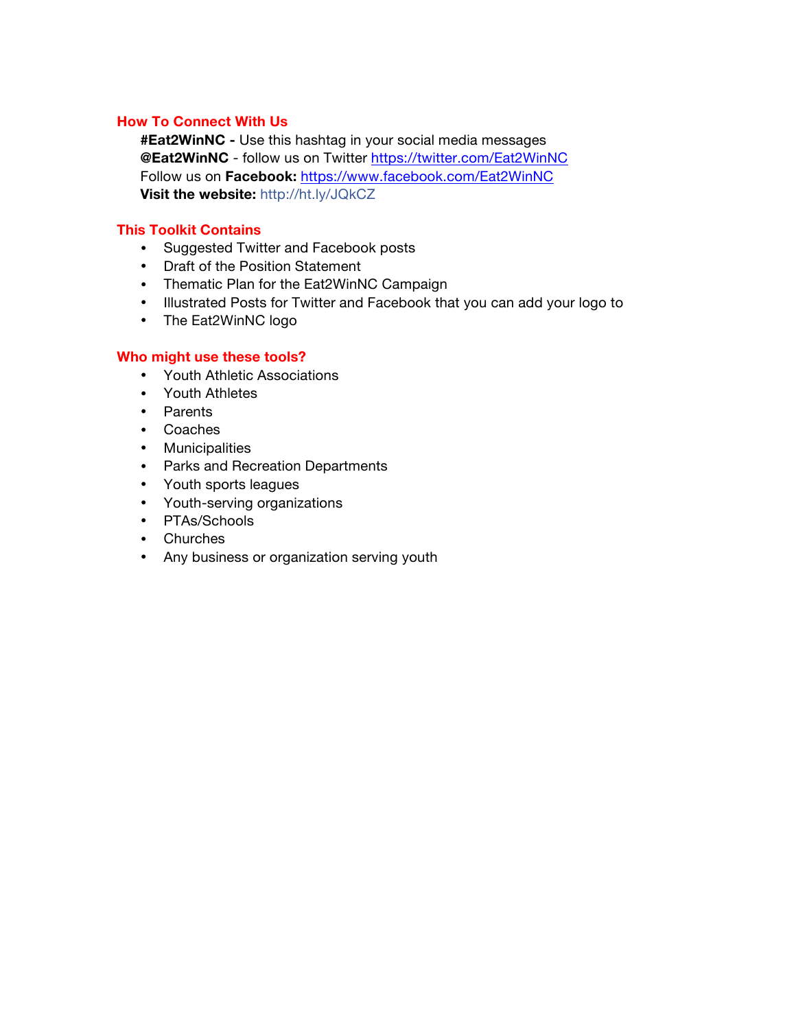## How To Connect With Us

**#Eat2WinNC -** Use this hashtag in your social media messages
**@Eat2WinNC** - follow us on Twitter https://twitter.com/Eat2WinNC
Follow us on **Facebook:** https://www.facebook.com/Eat2WinNC
**Visit the website:** http://ht.ly/JQkCZ

## This Toolkit Contains

- Suggested Twitter and Facebook posts
- Draft of the Position Statement
- Thematic Plan for the Eat2WinNC Campaign
- Illustrated Posts for Twitter and Facebook that you can add your logo to
- The Eat2WinNC logo

## Who might use these tools?

- Youth Athletic Associations
- Youth Athletes
- Parents
- Coaches
- Municipalities
- Parks and Recreation Departments
- Youth sports leagues
- Youth-serving organizations
- PTAs/Schools
- Churches
- Any business or organization serving youth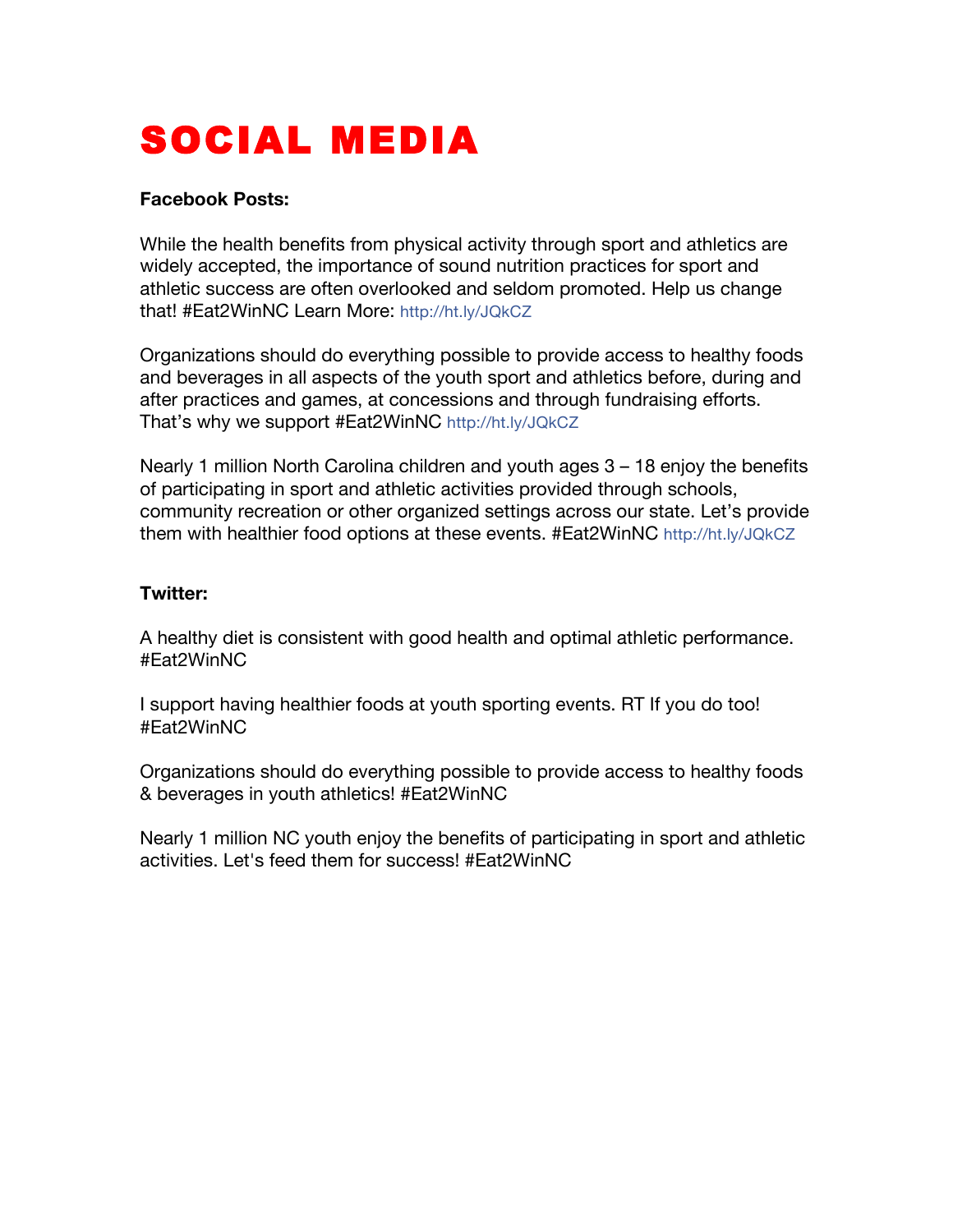# SOCIAL MEDIA

**Facebook Posts:**

While the health benefits from physical activity through sport and athletics are widely accepted, the importance of sound nutrition practices for sport and athletic success are often overlooked and seldom promoted. Help us change that! #Eat2WinNC Learn More: http://ht.ly/JQkCZ

Organizations should do everything possible to provide access to healthy foods and beverages in all aspects of the youth sport and athletics before, during and after practices and games, at concessions and through fundraising efforts. That's why we support #Eat2WinNC http://ht.ly/JQkCZ

Nearly 1 million North Carolina children and youth ages 3 – 18 enjoy the benefits of participating in sport and athletic activities provided through schools, community recreation or other organized settings across our state. Let's provide them with healthier food options at these events. #Eat2WinNC http://ht.ly/JQkCZ

**Twitter:**

A healthy diet is consistent with good health and optimal athletic performance. #Eat2WinNC

I support having healthier foods at youth sporting events. RT If you do too! #Eat2WinNC

Organizations should do everything possible to provide access to healthy foods & beverages in youth athletics! #Eat2WinNC

Nearly 1 million NC youth enjoy the benefits of participating in sport and athletic activities. Let's feed them for success! #Eat2WinNC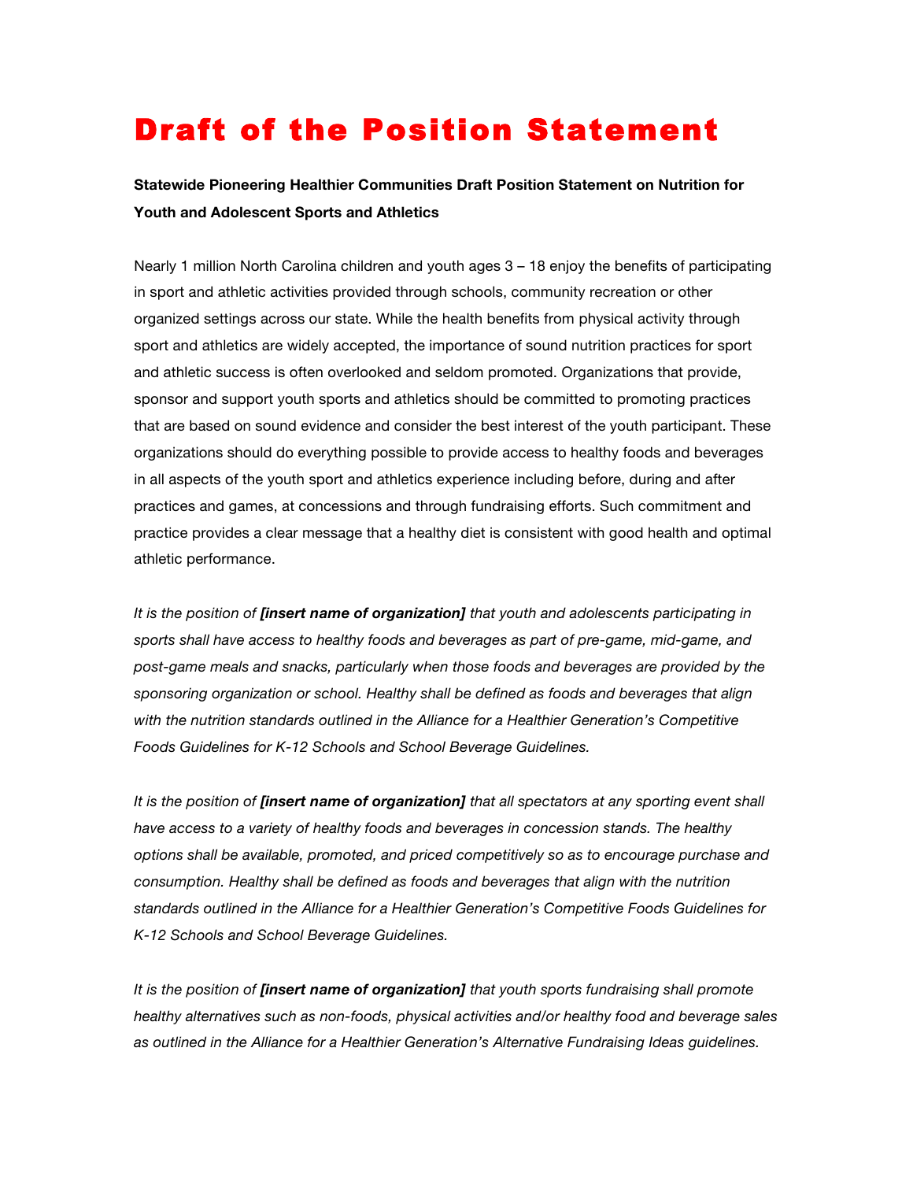# Draft of the Position Statement

**Statewide Pioneering Healthier Communities Draft Position Statement on Nutrition for Youth and Adolescent Sports and Athletics**

Nearly 1 million North Carolina children and youth ages 3 – 18 enjoy the benefits of participating in sport and athletic activities provided through schools, community recreation or other organized settings across our state. While the health benefits from physical activity through sport and athletics are widely accepted, the importance of sound nutrition practices for sport and athletic success is often overlooked and seldom promoted. Organizations that provide, sponsor and support youth sports and athletics should be committed to promoting practices that are based on sound evidence and consider the best interest of the youth participant. These organizations should do everything possible to provide access to healthy foods and beverages in all aspects of the youth sport and athletics experience including before, during and after practices and games, at concessions and through fundraising efforts. Such commitment and practice provides a clear message that a healthy diet is consistent with good health and optimal athletic performance.

*It is the position of **[insert name of organization]** that youth and adolescents participating in sports shall have access to healthy foods and beverages as part of pre-game, mid-game, and post-game meals and snacks, particularly when those foods and beverages are provided by the sponsoring organization or school. Healthy shall be defined as foods and beverages that align with the nutrition standards outlined in the Alliance for a Healthier Generation's Competitive Foods Guidelines for K-12 Schools and School Beverage Guidelines.*

*It is the position of **[insert name of organization]** that all spectators at any sporting event shall have access to a variety of healthy foods and beverages in concession stands. The healthy options shall be available, promoted, and priced competitively so as to encourage purchase and consumption. Healthy shall be defined as foods and beverages that align with the nutrition standards outlined in the Alliance for a Healthier Generation's Competitive Foods Guidelines for K-12 Schools and School Beverage Guidelines.*

*It is the position of **[insert name of organization]** that youth sports fundraising shall promote healthy alternatives such as non-foods, physical activities and/or healthy food and beverage sales as outlined in the Alliance for a Healthier Generation's Alternative Fundraising Ideas guidelines.*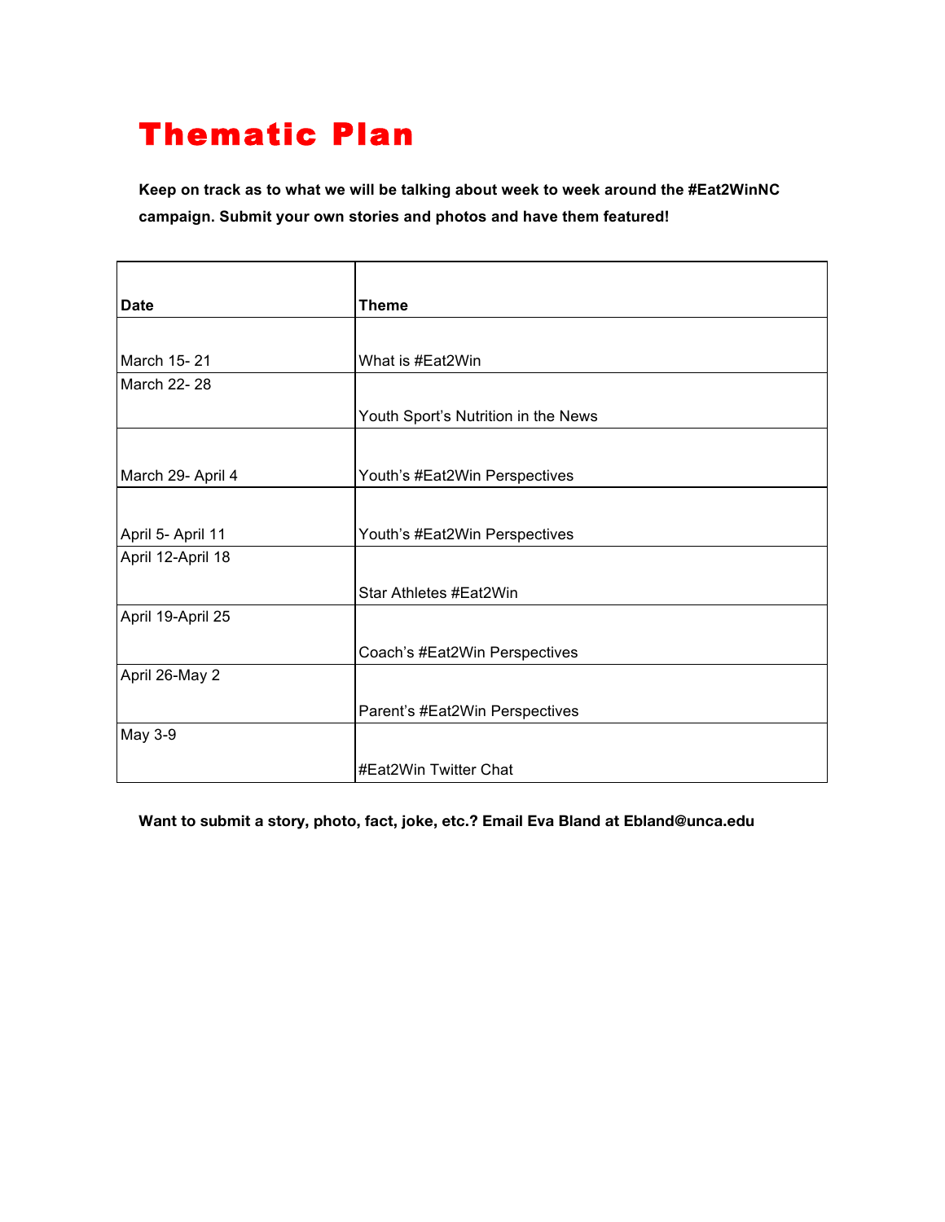# Thematic Plan

**Keep on track as to what we will be talking about week to week around the #Eat2WinNC campaign. Submit your own stories and photos and have them featured!**

| Date | Theme |
| --- | --- |
| March 15- 21 | What is #Eat2Win |
| March 22- 28 | Youth Sport's Nutrition in the News |
| March 29- April 4 | Youth's #Eat2Win Perspectives |
| April 5- April 11 | Youth's #Eat2Win Perspectives |
| April 12-April 18 | Star Athletes #Eat2Win |
| April 19-April 25 | Coach's #Eat2Win Perspectives |
| April 26-May 2 | Parent's #Eat2Win Perspectives |
| May 3-9 | #Eat2Win Twitter Chat |

**Want to submit a story, photo, fact, joke, etc.? Email Eva Bland at Ebland@unca.edu**